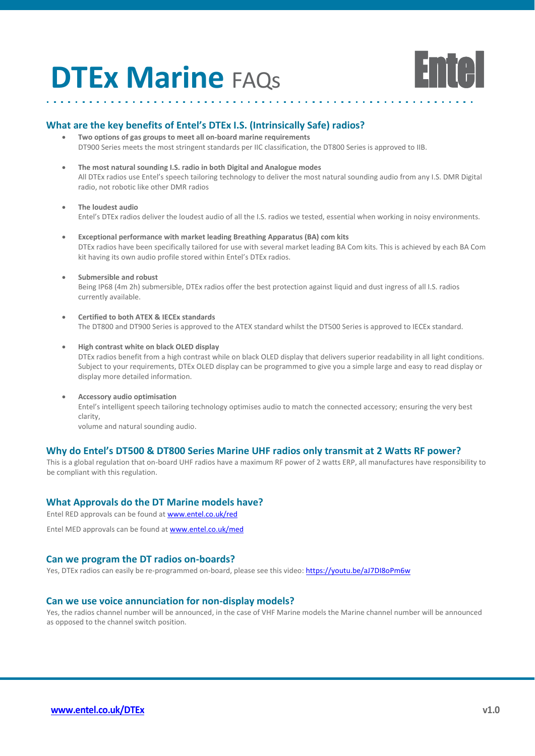# DTEx Marine FAQs

Entel

## What are the key benefits of Entel's DTEx I.S. (Intrinsically Safe) radios?

- **Two options of gas groups to meet all on-board marine requirements**
  DT900 Series meets the most stringent standards per IIC classification, the DT800 Series is approved to IIB.

- **The most natural sounding I.S. radio in both Digital and Analogue modes**
  All DTEx radios use Entel's speech tailoring technology to deliver the most natural sounding audio from any I.S. DMR Digital radio, not robotic like other DMR radios

- **The loudest audio**
  Entel's DTEx radios deliver the loudest audio of all the I.S. radios we tested, essential when working in noisy environments.

- **Exceptional performance with market leading Breathing Apparatus (BA) com kits**
  DTEx radios have been specifically tailored for use with several market leading BA Com kits. This is achieved by each BA Com kit having its own audio profile stored within Entel's DTEx radios.

- **Submersible and robust**
  Being IP68 (4m 2h) submersible, DTEx radios offer the best protection against liquid and dust ingress of all I.S. radios currently available.

- **Certified to both ATEX & IECEx standards**
  The DT800 and DT900 Series is approved to the ATEX standard whilst the DT500 Series is approved to IECEx standard.

- **High contrast white on black OLED display**
  DTEx radios benefit from a high contrast while on black OLED display that delivers superior readability in all light conditions. Subject to your requirements, DTEx OLED display can be programmed to give you a simple large and easy to read display or display more detailed information.

- **Accessory audio optimisation**
  Entel's intelligent speech tailoring technology optimises audio to match the connected accessory; ensuring the very best clarity,
  volume and natural sounding audio.

## Why do Entel's DT500 & DT800 Series Marine UHF radios only transmit at 2 Watts RF power?

This is a global regulation that on-board UHF radios have a maximum RF power of 2 watts ERP, all manufactures have responsibility to be compliant with this regulation.

## What Approvals do the DT Marine models have?

Entel RED approvals can be found at [www.entel.co.uk/red](www.entel.co.uk/red)

Entel MED approvals can be found at [www.entel.co.uk/med](www.entel.co.uk/med)

## Can we program the DT radios on-boards?

Yes, DTEx radios can easily be re-programmed on-board, please see this video: [https://youtu.be/aJ7DI8oPm6w](https://youtu.be/aJ7DI8oPm6w)

## Can we use voice annunciation for non-display models?

Yes, the radios channel number will be announced, in the case of VHF Marine models the Marine channel number will be announced as opposed to the channel switch position.

[www.entel.co.uk/DTEx](www.entel.co.uk/DTEx)

v1.0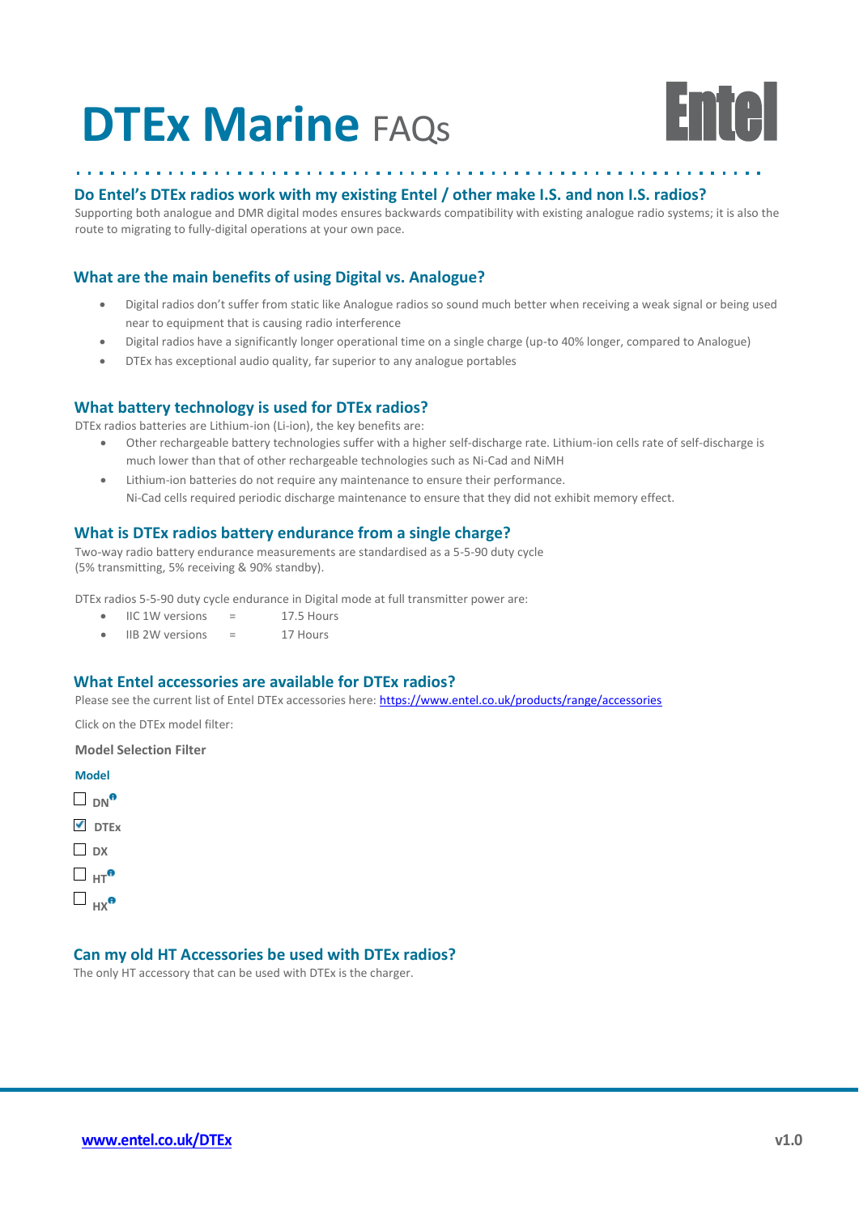# DTEx Marine FAQs

### Do Entel's DTEx radios work with my existing Entel / other make I.S. and non I.S. radios?

Supporting both analogue and DMR digital modes ensures backwards compatibility with existing analogue radio systems; it is also the route to migrating to fully-digital operations at your own pace.

### What are the main benefits of using Digital vs. Analogue?

- Digital radios don't suffer from static like Analogue radios so sound much better when receiving a weak signal or being used near to equipment that is causing radio interference
- Digital radios have a significantly longer operational time on a single charge (up-to 40% longer, compared to Analogue)
- DTEx has exceptional audio quality, far superior to any analogue portables

### What battery technology is used for DTEx radios?

DTEx radios batteries are Lithium-ion (Li-ion), the key benefits are:

- Other rechargeable battery technologies suffer with a higher self-discharge rate. Lithium-ion cells rate of self-discharge is much lower than that of other rechargeable technologies such as Ni-Cad and NiMH
- Lithium-ion batteries do not require any maintenance to ensure their performance.
  Ni-Cad cells required periodic discharge maintenance to ensure that they did not exhibit memory effect.

### What is DTEx radios battery endurance from a single charge?

Two-way radio battery endurance measurements are standardised as a 5-5-90 duty cycle (5% transmitting, 5% receiving & 90% standby).

DTEx radios 5-5-90 duty cycle endurance in Digital mode at full transmitter power are:

- IIC 1W versions = 17.5 Hours
- IIB 2W versions = 17 Hours

### What Entel accessories are available for DTEx radios?

Please see the current list of Entel DTEx accessories here: https://www.entel.co.uk/products/range/accessories

Click on the DTEx model filter:

**Model Selection Filter**

**Model**

- [ ] DN
- [x] DTEx
- [ ] DX
- [ ] HT
- [ ] HX

### Can my old HT Accessories be used with DTEx radios?

The only HT accessory that can be used with DTEx is the charger.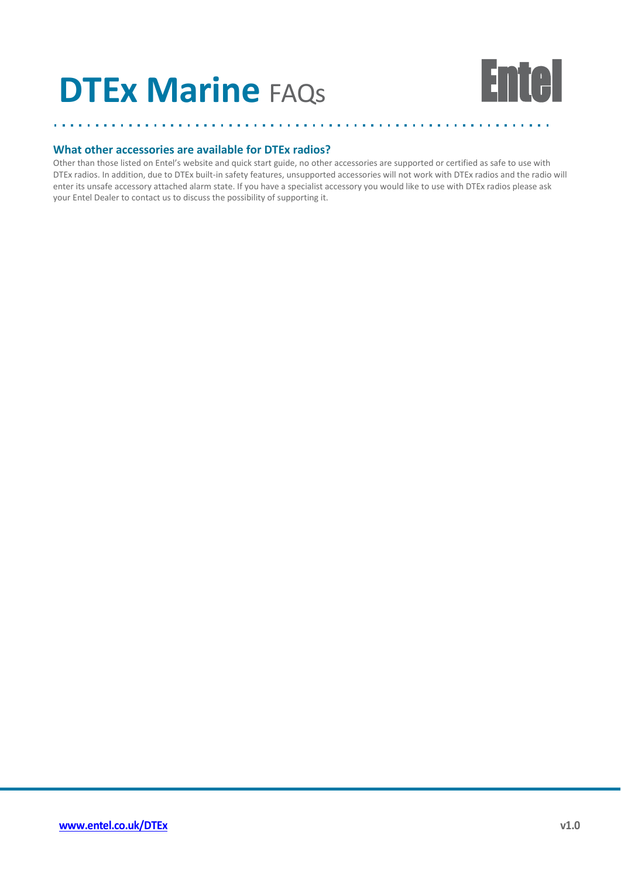# DTEx Marine FAQs

### What other accessories are available for DTEx radios?

Other than those listed on Entel's website and quick start guide, no other accessories are supported or certified as safe to use with DTEx radios. In addition, due to DTEx built-in safety features, unsupported accessories will not work with DTEx radios and the radio will enter its unsafe accessory attached alarm state. If you have a specialist accessory you would like to use with DTEx radios please ask your Entel Dealer to contact us to discuss the possibility of supporting it.